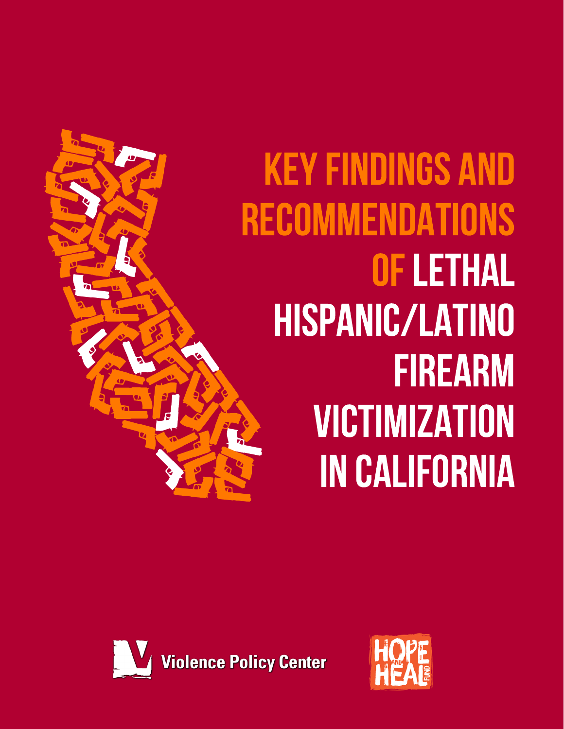# KEY FINDINGS AND RECOMMENDATIONS OF LETHAL HISPANIC/LATINO FIREARM VICTIMIZATION IN CALIFORNIA

Violence Policy Center

HOPE AND HEAL FUND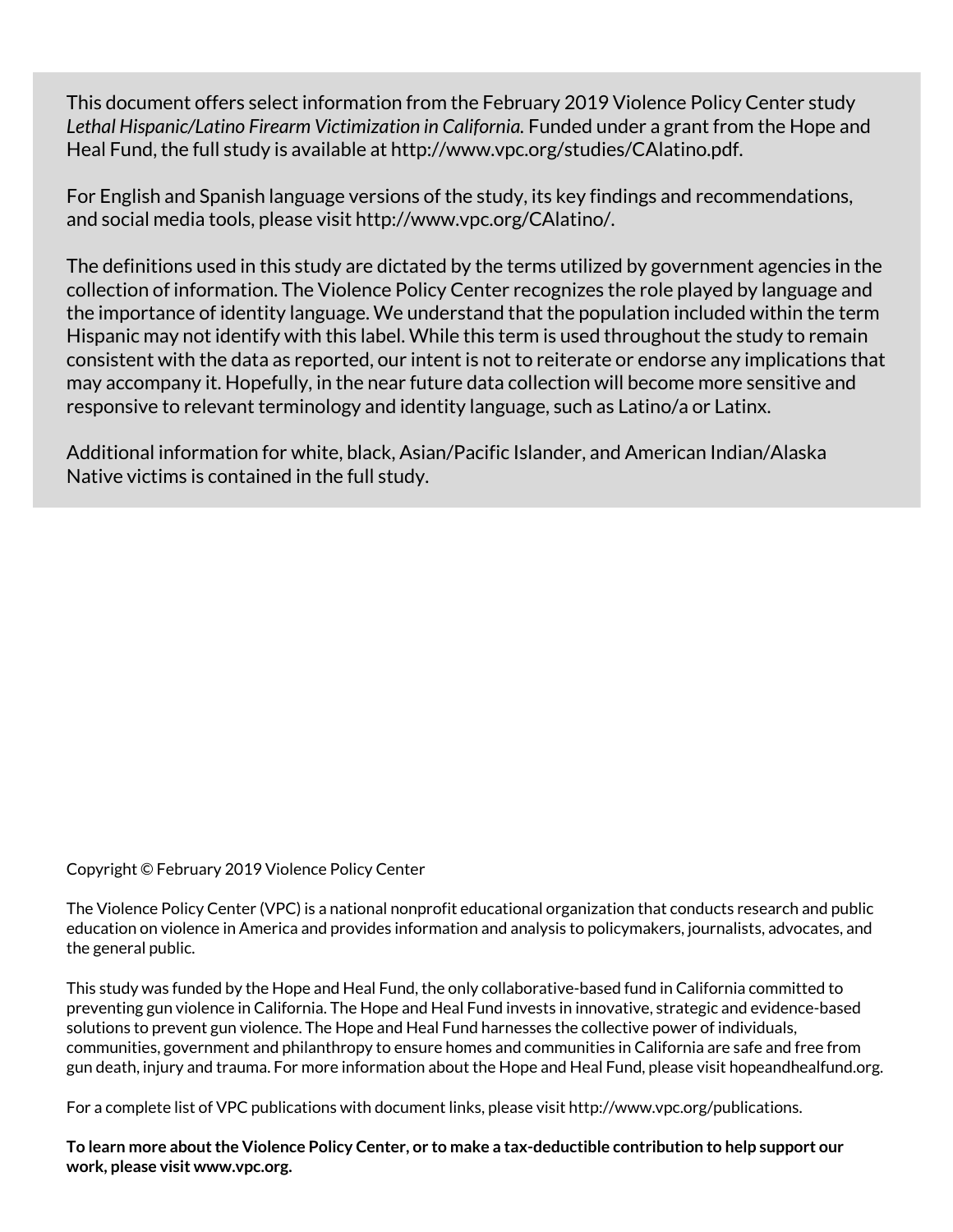This document offers select information from the February 2019 Violence Policy Center study *Lethal Hispanic/Latino Firearm Victimization in California.* Funded under a grant from the Hope and Heal Fund, the full study is available at http://www.vpc.org/studies/CAlatino.pdf.

For English and Spanish language versions of the study, its key findings and recommendations, and social media tools, please visit http://www.vpc.org/CAlatino/.

The definitions used in this study are dictated by the terms utilized by government agencies in the collection of information. The Violence Policy Center recognizes the role played by language and the importance of identity language. We understand that the population included within the term Hispanic may not identify with this label. While this term is used throughout the study to remain consistent with the data as reported, our intent is not to reiterate or endorse any implications that may accompany it. Hopefully, in the near future data collection will become more sensitive and responsive to relevant terminology and identity language, such as Latino/a or Latinx.

Additional information for white, black, Asian/Pacific Islander, and American Indian/Alaska Native victims is contained in the full study.

Copyright © February 2019 Violence Policy Center

The Violence Policy Center (VPC) is a national nonprofit educational organization that conducts research and public education on violence in America and provides information and analysis to policymakers, journalists, advocates, and the general public.

This study was funded by the Hope and Heal Fund, the only collaborative-based fund in California committed to preventing gun violence in California. The Hope and Heal Fund invests in innovative, strategic and evidence-based solutions to prevent gun violence. The Hope and Heal Fund harnesses the collective power of individuals, communities, government and philanthropy to ensure homes and communities in California are safe and free from gun death, injury and trauma. For more information about the Hope and Heal Fund, please visit hopeandhealfund.org.

For a complete list of VPC publications with document links, please visit http://www.vpc.org/publications.

**To learn more about the Violence Policy Center, or to make a tax-deductible contribution to help support our work, please visit www.vpc.org.**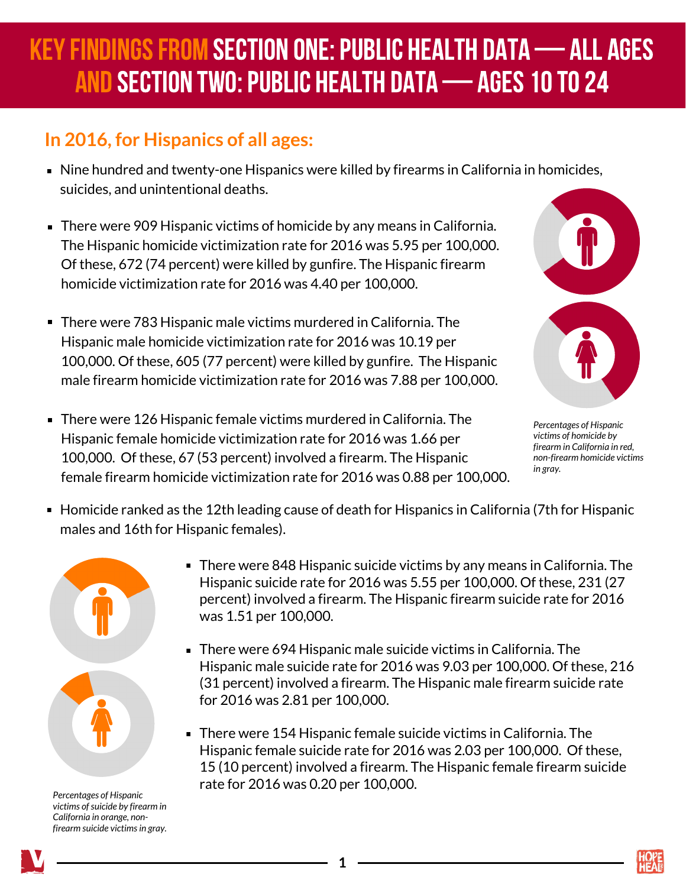# KEY FINDINGS FROM SECTION ONE: PUBLIC HEALTH DATA — ALL AGES AND SECTION TWO: PUBLIC HEALTH DATA — AGES 10 TO 24

## In 2016, for Hispanics of all ages:

- Nine hundred and twenty-one Hispanics were killed by firearms in California in homicides, suicides, and unintentional deaths.
- There were 909 Hispanic victims of homicide by any means in California. The Hispanic homicide victimization rate for 2016 was 5.95 per 100,000. Of these, 672 (74 percent) were killed by gunfire. The Hispanic firearm homicide victimization rate for 2016 was 4.40 per 100,000.
- There were 783 Hispanic male victims murdered in California. The Hispanic male homicide victimization rate for 2016 was 10.19 per 100,000. Of these, 605 (77 percent) were killed by gunfire. The Hispanic male firearm homicide victimization rate for 2016 was 7.88 per 100,000.
- There were 126 Hispanic female victims murdered in California. The Hispanic female homicide victimization rate for 2016 was 1.66 per 100,000. Of these, 67 (53 percent) involved a firearm. The Hispanic female firearm homicide victimization rate for 2016 was 0.88 per 100,000.

*Percentages of Hispanic victims of homicide by firearm in California in red, non-firearm homicide victims in gray.*

- Homicide ranked as the 12th leading cause of death for Hispanics in California (7th for Hispanic males and 16th for Hispanic females).
- There were 848 Hispanic suicide victims by any means in California. The Hispanic suicide rate for 2016 was 5.55 per 100,000. Of these, 231 (27 percent) involved a firearm. The Hispanic firearm suicide rate for 2016 was 1.51 per 100,000.
- There were 694 Hispanic male suicide victims in California. The Hispanic male suicide rate for 2016 was 9.03 per 100,000. Of these, 216 (31 percent) involved a firearm. The Hispanic male firearm suicide rate for 2016 was 2.81 per 100,000.
- There were 154 Hispanic female suicide victims in California. The Hispanic female suicide rate for 2016 was 2.03 per 100,000. Of these, 15 (10 percent) involved a firearm. The Hispanic female firearm suicide rate for 2016 was 0.20 per 100,000.

*Percentages of Hispanic victims of suicide by firearm in California in orange, non-firearm suicide victims in gray.*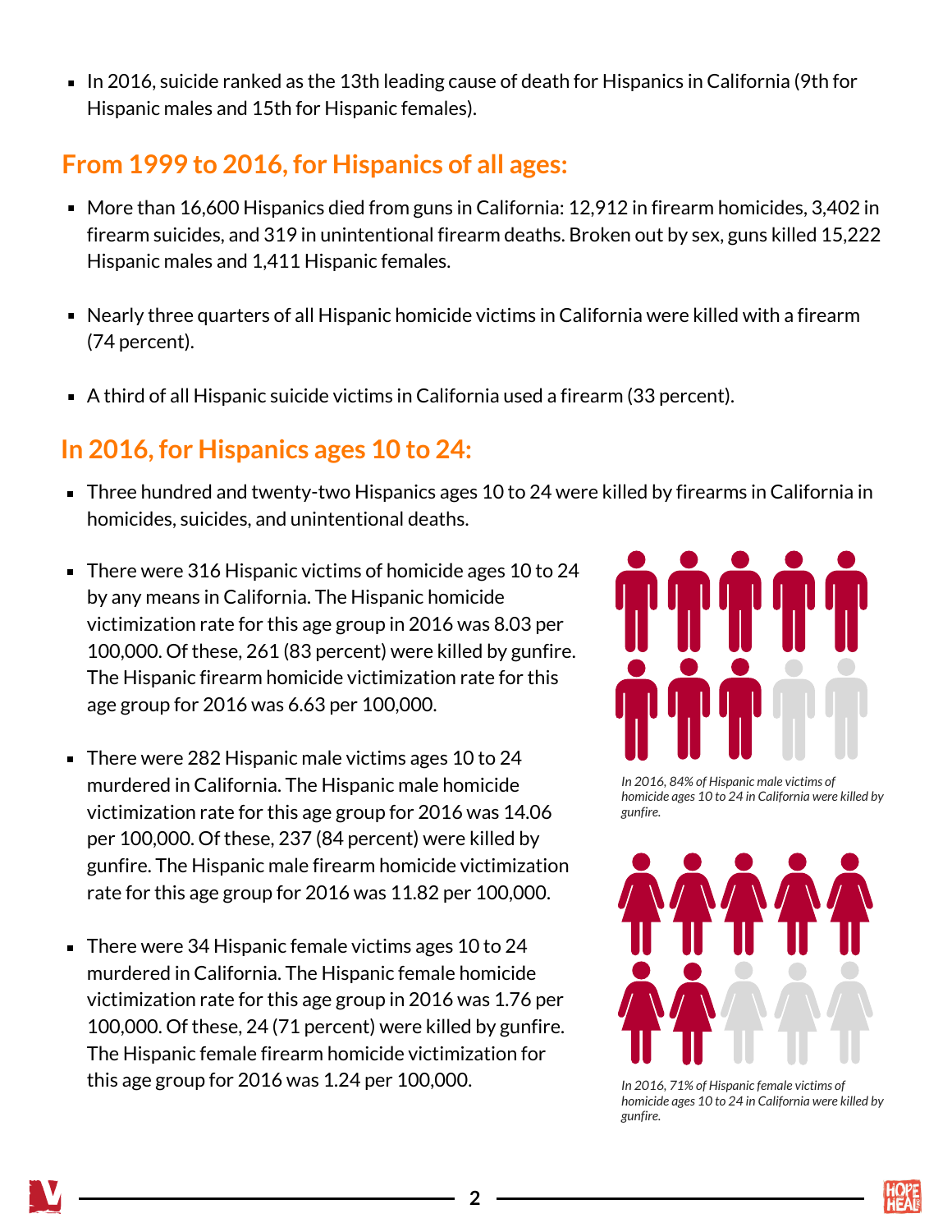- In 2016, suicide ranked as the 13th leading cause of death for Hispanics in California (9th for Hispanic males and 15th for Hispanic females).

## From 1999 to 2016, for Hispanics of all ages:

- More than 16,600 Hispanics died from guns in California: 12,912 in firearm homicides, 3,402 in firearm suicides, and 319 in unintentional firearm deaths. Broken out by sex, guns killed 15,222 Hispanic males and 1,411 Hispanic females.

- Nearly three quarters of all Hispanic homicide victims in California were killed with a firearm (74 percent).

- A third of all Hispanic suicide victims in California used a firearm (33 percent).

## In 2016, for Hispanics ages 10 to 24:

- Three hundred and twenty-two Hispanics ages 10 to 24 were killed by firearms in California in homicides, suicides, and unintentional deaths.

- There were 316 Hispanic victims of homicide ages 10 to 24 by any means in California. The Hispanic homicide victimization rate for this age group in 2016 was 8.03 per 100,000. Of these, 261 (83 percent) were killed by gunfire. The Hispanic firearm homicide victimization rate for this age group for 2016 was 6.63 per 100,000.

- There were 282 Hispanic male victims ages 10 to 24 murdered in California. The Hispanic male homicide victimization rate for this age group for 2016 was 14.06 per 100,000. Of these, 237 (84 percent) were killed by gunfire. The Hispanic male firearm homicide victimization rate for this age group for 2016 was 11.82 per 100,000.

- There were 34 Hispanic female victims ages 10 to 24 murdered in California. The Hispanic female homicide victimization rate for this age group in 2016 was 1.76 per 100,000. Of these, 24 (71 percent) were killed by gunfire. The Hispanic female firearm homicide victimization for this age group for 2016 was 1.24 per 100,000.

*In 2016, 84% of Hispanic male victims of homicide ages 10 to 24 in California were killed by gunfire.*

*In 2016, 71% of Hispanic female victims of homicide ages 10 to 24 in California were killed by gunfire.*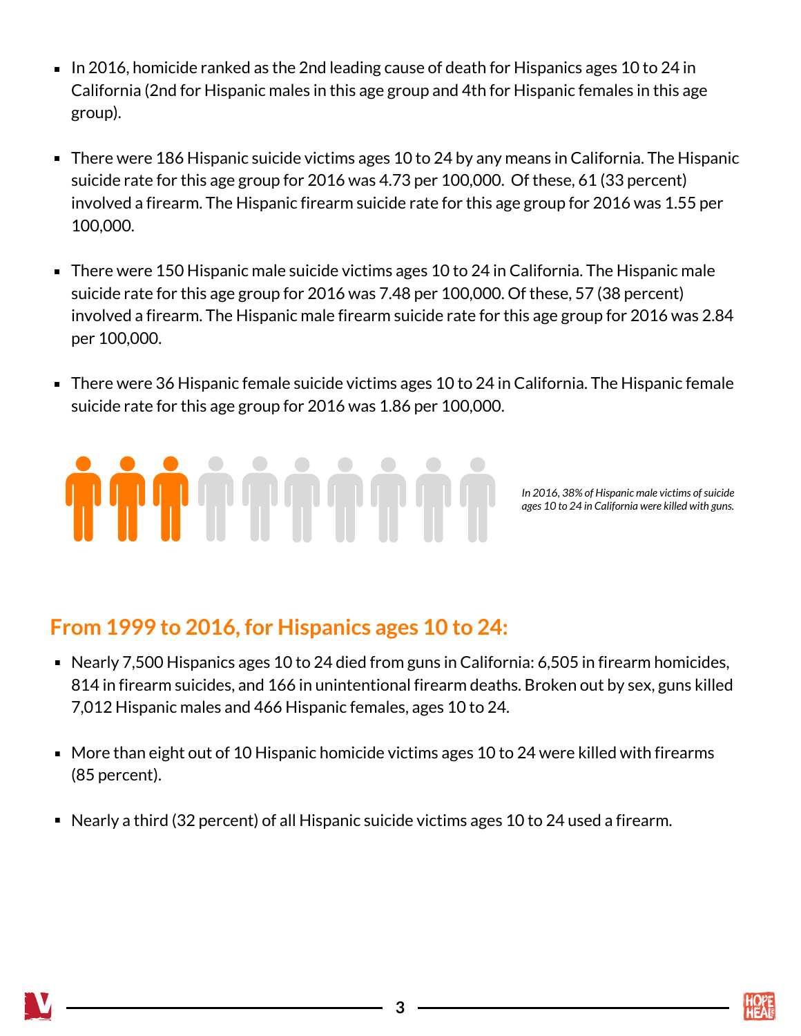- In 2016, homicide ranked as the 2nd leading cause of death for Hispanics ages 10 to 24 in California (2nd for Hispanic males in this age group and 4th for Hispanic females in this age group).

- There were 186 Hispanic suicide victims ages 10 to 24 by any means in California. The Hispanic suicide rate for this age group for 2016 was 4.73 per 100,000. Of these, 61 (33 percent) involved a firearm. The Hispanic firearm suicide rate for this age group for 2016 was 1.55 per 100,000.

- There were 150 Hispanic male suicide victims ages 10 to 24 in California. The Hispanic male suicide rate for this age group for 2016 was 7.48 per 100,000. Of these, 57 (38 percent) involved a firearm. The Hispanic male firearm suicide rate for this age group for 2016 was 2.84 per 100,000.

- There were 36 Hispanic female suicide victims ages 10 to 24 in California. The Hispanic female suicide rate for this age group for 2016 was 1.86 per 100,000.

*In 2016, 38% of Hispanic male victims of suicide ages 10 to 24 in California were killed with guns.*

## From 1999 to 2016, for Hispanics ages 10 to 24:

- Nearly 7,500 Hispanics ages 10 to 24 died from guns in California: 6,505 in firearm homicides, 814 in firearm suicides, and 166 in unintentional firearm deaths. Broken out by sex, guns killed 7,012 Hispanic males and 466 Hispanic females, ages 10 to 24.

- More than eight out of 10 Hispanic homicide victims ages 10 to 24 were killed with firearms (85 percent).

- Nearly a third (32 percent) of all Hispanic suicide victims ages 10 to 24 used a firearm.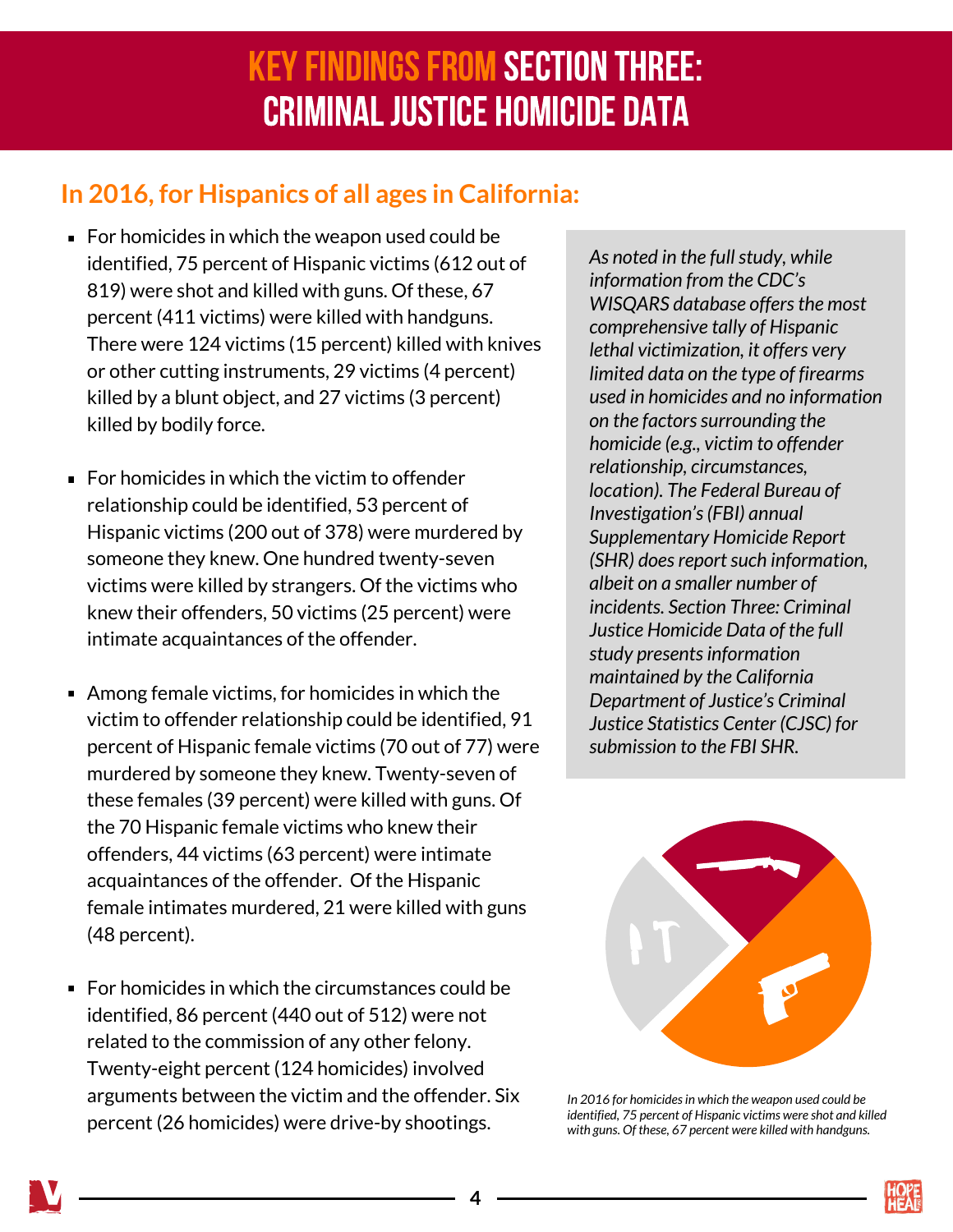# KEY FINDINGS FROM SECTION THREE: CRIMINAL JUSTICE HOMICIDE DATA

## In 2016, for Hispanics of all ages in California:

- For homicides in which the weapon used could be identified, 75 percent of Hispanic victims (612 out of 819) were shot and killed with guns. Of these, 67 percent (411 victims) were killed with handguns. There were 124 victims (15 percent) killed with knives or other cutting instruments, 29 victims (4 percent) killed by a blunt object, and 27 victims (3 percent) killed by bodily force.

- For homicides in which the victim to offender relationship could be identified, 53 percent of Hispanic victims (200 out of 378) were murdered by someone they knew. One hundred twenty-seven victims were killed by strangers. Of the victims who knew their offenders, 50 victims (25 percent) were intimate acquaintances of the offender.

- Among female victims, for homicides in which the victim to offender relationship could be identified, 91 percent of Hispanic female victims (70 out of 77) were murdered by someone they knew. Twenty-seven of these females (39 percent) were killed with guns. Of the 70 Hispanic female victims who knew their offenders, 44 victims (63 percent) were intimate acquaintances of the offender. Of the Hispanic female intimates murdered, 21 were killed with guns (48 percent).

- For homicides in which the circumstances could be identified, 86 percent (440 out of 512) were not related to the commission of any other felony. Twenty-eight percent (124 homicides) involved arguments between the victim and the offender. Six percent (26 homicides) were drive-by shootings.

*As noted in the full study, while information from the CDC's WISQARS database offers the most comprehensive tally of Hispanic lethal victimization, it offers very limited data on the type of firearms used in homicides and no information on the factors surrounding the homicide (e.g., victim to offender relationship, circumstances, location). The Federal Bureau of Investigation's (FBI) annual Supplementary Homicide Report (SHR) does report such information, albeit on a smaller number of incidents. Section Three: Criminal Justice Homicide Data of the full study presents information maintained by the California Department of Justice's Criminal Justice Statistics Center (CJSC) for submission to the FBI SHR.*

*In 2016 for homicides in which the weapon used could be identified, 75 percent of Hispanic victims were shot and killed with guns. Of these, 67 percent were killed with handguns.*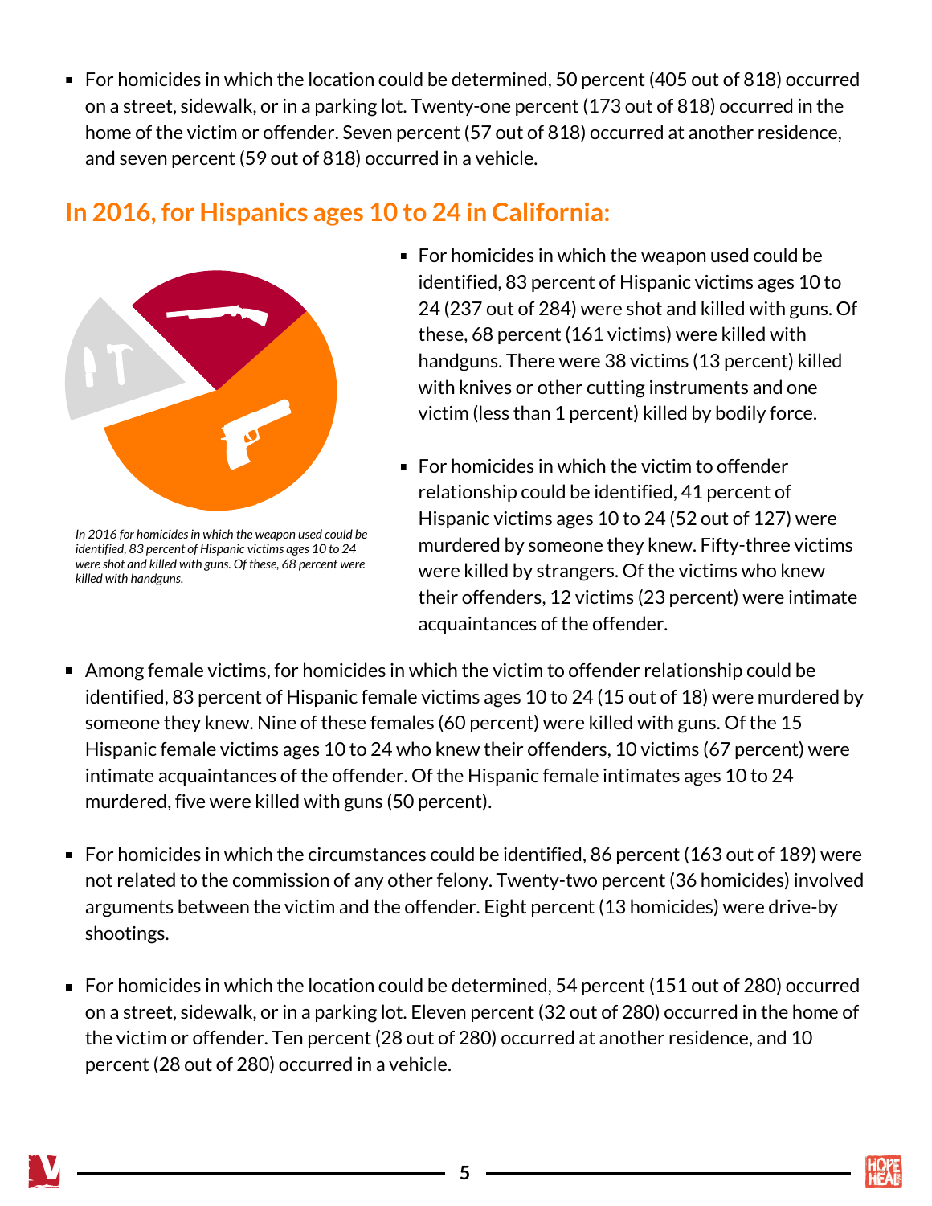- For homicides in which the location could be determined, 50 percent (405 out of 818) occurred on a street, sidewalk, or in a parking lot. Twenty-one percent (173 out of 818) occurred in the home of the victim or offender. Seven percent (57 out of 818) occurred at another residence, and seven percent (59 out of 818) occurred in a vehicle.

## In 2016, for Hispanics ages 10 to 24 in California:

*In 2016 for homicides in which the weapon used could be identified, 83 percent of Hispanic victims ages 10 to 24 were shot and killed with guns. Of these, 68 percent were killed with handguns.*

- For homicides in which the weapon used could be identified, 83 percent of Hispanic victims ages 10 to 24 (237 out of 284) were shot and killed with guns. Of these, 68 percent (161 victims) were killed with handguns. There were 38 victims (13 percent) killed with knives or other cutting instruments and one victim (less than 1 percent) killed by bodily force.

- For homicides in which the victim to offender relationship could be identified, 41 percent of Hispanic victims ages 10 to 24 (52 out of 127) were murdered by someone they knew. Fifty-three victims were killed by strangers. Of the victims who knew their offenders, 12 victims (23 percent) were intimate acquaintances of the offender.

- Among female victims, for homicides in which the victim to offender relationship could be identified, 83 percent of Hispanic female victims ages 10 to 24 (15 out of 18) were murdered by someone they knew. Nine of these females (60 percent) were killed with guns. Of the 15 Hispanic female victims ages 10 to 24 who knew their offenders, 10 victims (67 percent) were intimate acquaintances of the offender. Of the Hispanic female intimates ages 10 to 24 murdered, five were killed with guns (50 percent).

- For homicides in which the circumstances could be identified, 86 percent (163 out of 189) were not related to the commission of any other felony. Twenty-two percent (36 homicides) involved arguments between the victim and the offender. Eight percent (13 homicides) were drive-by shootings.

- For homicides in which the location could be determined, 54 percent (151 out of 280) occurred on a street, sidewalk, or in a parking lot. Eleven percent (32 out of 280) occurred in the home of the victim or offender. Ten percent (28 out of 280) occurred at another residence, and 10 percent (28 out of 280) occurred in a vehicle.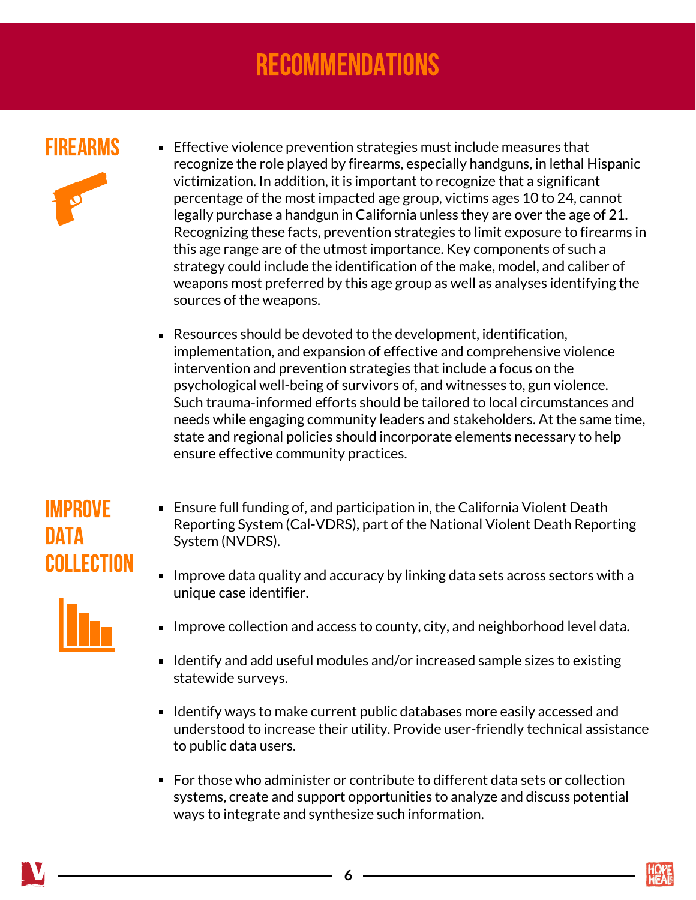# RECOMMENDATIONS

## FIREARMS

- Effective violence prevention strategies must include measures that recognize the role played by firearms, especially handguns, in lethal Hispanic victimization. In addition, it is important to recognize that a significant percentage of the most impacted age group, victims ages 10 to 24, cannot legally purchase a handgun in California unless they are over the age of 21. Recognizing these facts, prevention strategies to limit exposure to firearms in this age range are of the utmost importance. Key components of such a strategy could include the identification of the make, model, and caliber of weapons most preferred by this age group as well as analyses identifying the sources of the weapons.

- Resources should be devoted to the development, identification, implementation, and expansion of effective and comprehensive violence intervention and prevention strategies that include a focus on the psychological well-being of survivors of, and witnesses to, gun violence. Such trauma-informed efforts should be tailored to local circumstances and needs while engaging community leaders and stakeholders. At the same time, state and regional policies should incorporate elements necessary to help ensure effective community practices.

## IMPROVE DATA COLLECTION

- Ensure full funding of, and participation in, the California Violent Death Reporting System (Cal-VDRS), part of the National Violent Death Reporting System (NVDRS).

- Improve data quality and accuracy by linking data sets across sectors with a unique case identifier.

- Improve collection and access to county, city, and neighborhood level data.

- Identify and add useful modules and/or increased sample sizes to existing statewide surveys.

- Identify ways to make current public databases more easily accessed and understood to increase their utility. Provide user-friendly technical assistance to public data users.

- For those who administer or contribute to different data sets or collection systems, create and support opportunities to analyze and discuss potential ways to integrate and synthesize such information.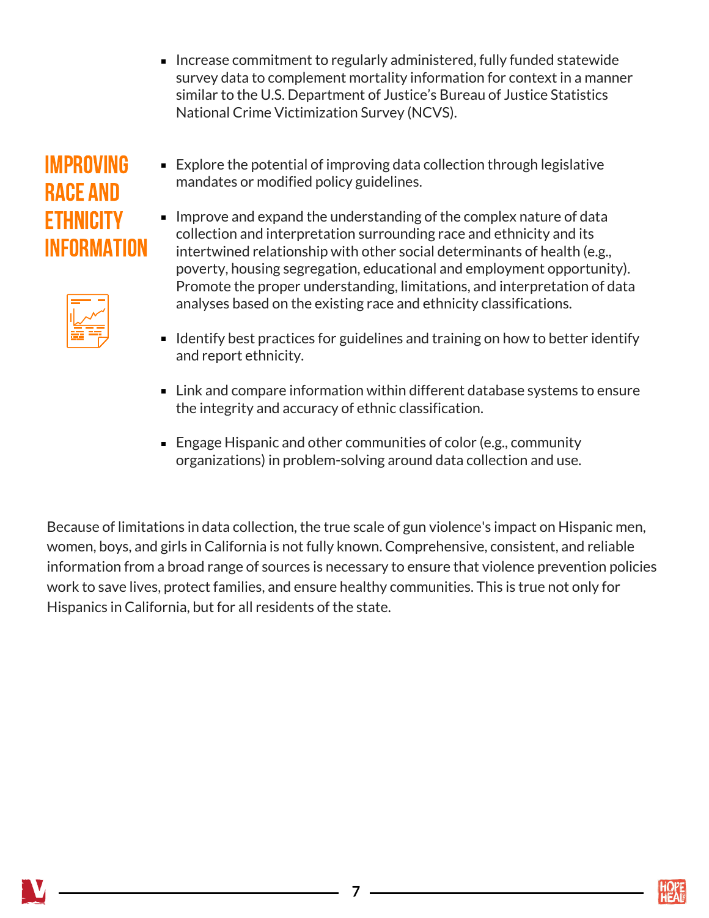- Increase commitment to regularly administered, fully funded statewide survey data to complement mortality information for context in a manner similar to the U.S. Department of Justice's Bureau of Justice Statistics National Crime Victimization Survey (NCVS).

## IMPROVING RACE AND ETHNICITY INFORMATION

- Explore the potential of improving data collection through legislative mandates or modified policy guidelines.
- Improve and expand the understanding of the complex nature of data collection and interpretation surrounding race and ethnicity and its intertwined relationship with other social determinants of health (e.g., poverty, housing segregation, educational and employment opportunity). Promote the proper understanding, limitations, and interpretation of data analyses based on the existing race and ethnicity classifications.
- Identify best practices for guidelines and training on how to better identify and report ethnicity.
- Link and compare information within different database systems to ensure the integrity and accuracy of ethnic classification.
- Engage Hispanic and other communities of color (e.g., community organizations) in problem-solving around data collection and use.

Because of limitations in data collection, the true scale of gun violence's impact on Hispanic men, women, boys, and girls in California is not fully known. Comprehensive, consistent, and reliable information from a broad range of sources is necessary to ensure that violence prevention policies work to save lives, protect families, and ensure healthy communities. This is true not only for Hispanics in California, but for all residents of the state.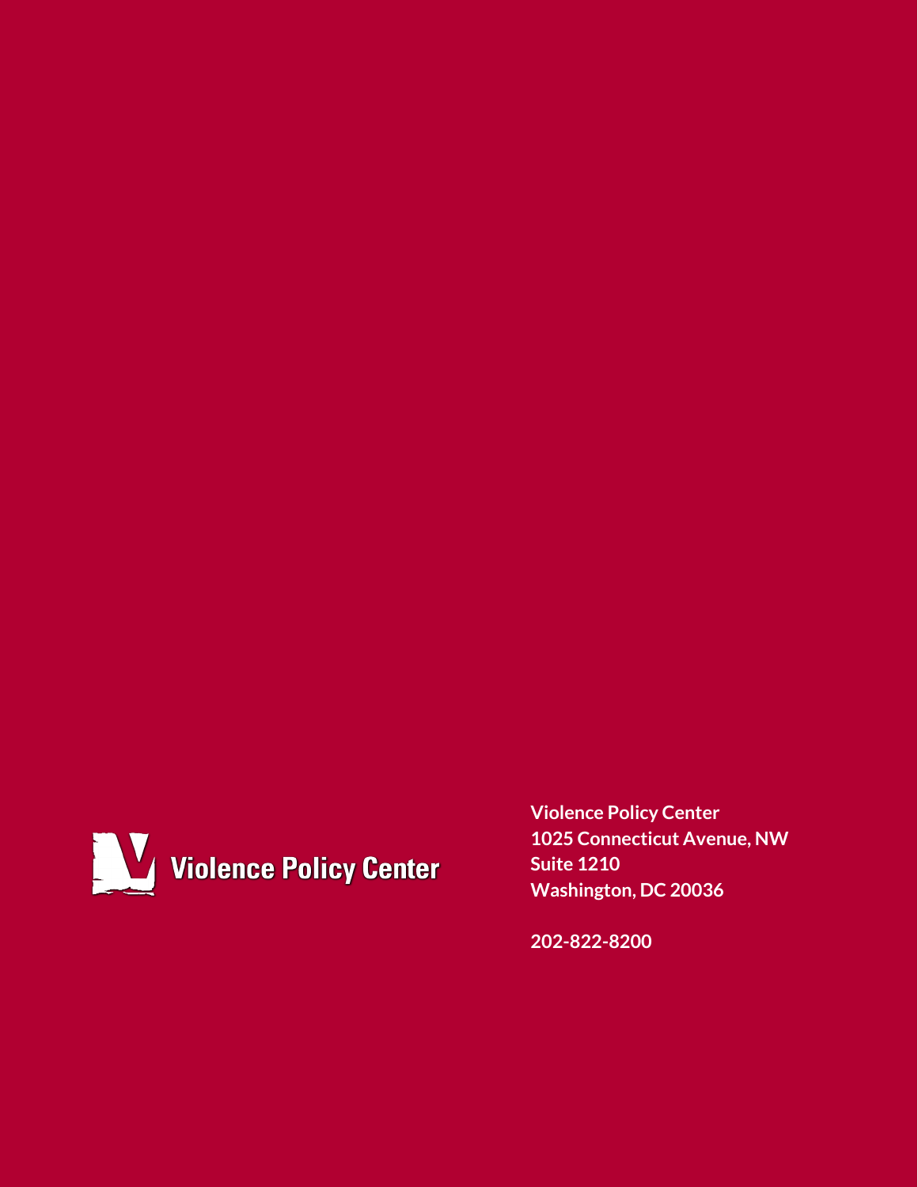Violence Policy Center

**Violence Policy Center**
**1025 Connecticut Avenue, NW**
**Suite 1210**
**Washington, DC 20036**

**202-822-8200**